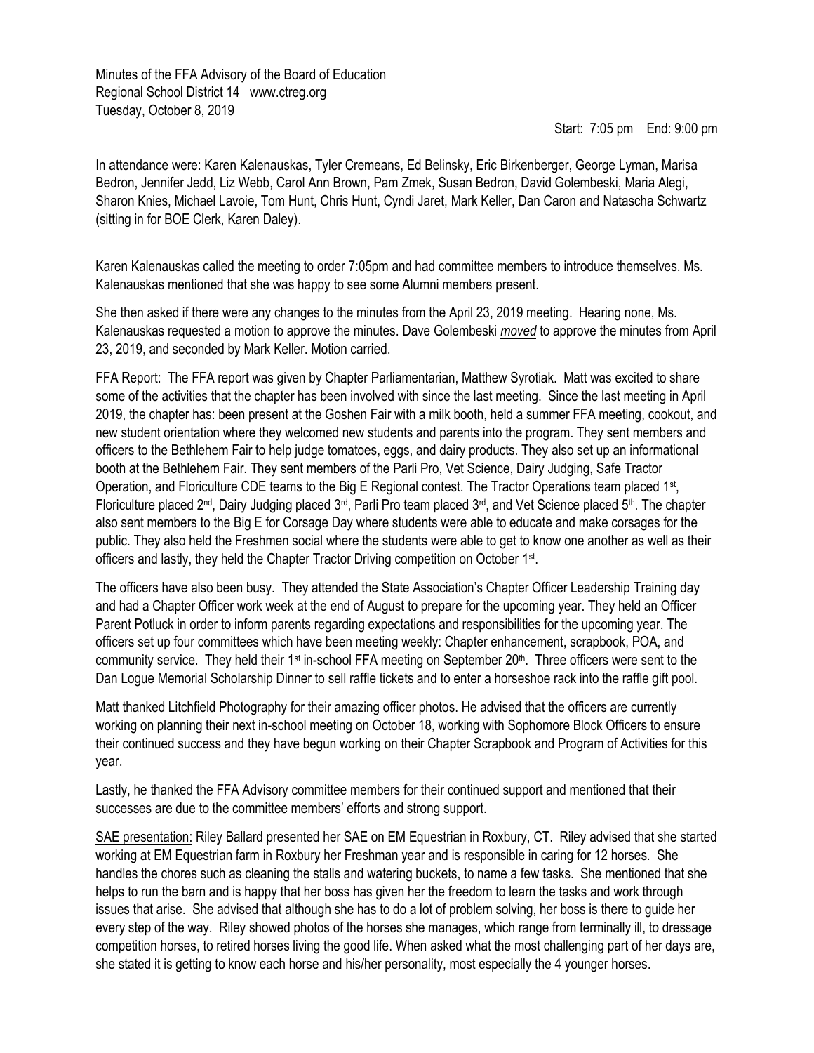Minutes of the FFA Advisory of the Board of Education
Regional School District 14 www.ctreg.org
Tuesday, October 8, 2019

Start: 7:05 pm End: 9:00 pm

In attendance were: Karen Kalenauskas, Tyler Cremeans, Ed Belinsky, Eric Birkenberger, George Lyman, Marisa Bedron, Jennifer Jedd, Liz Webb, Carol Ann Brown, Pam Zmek, Susan Bedron, David Golembeski, Maria Alegi, Sharon Knies, Michael Lavoie, Tom Hunt, Chris Hunt, Cyndi Jaret, Mark Keller, Dan Caron and Natascha Schwartz (sitting in for BOE Clerk, Karen Daley).

Karen Kalenauskas called the meeting to order 7:05pm and had committee members to introduce themselves. Ms. Kalenauskas mentioned that she was happy to see some Alumni members present.

She then asked if there were any changes to the minutes from the April 23, 2019 meeting. Hearing none, Ms. Kalenauskas requested a motion to approve the minutes. Dave Golembeski *moved* to approve the minutes from April 23, 2019, and seconded by Mark Keller. Motion carried.

FFA Report: The FFA report was given by Chapter Parliamentarian, Matthew Syrotiak. Matt was excited to share some of the activities that the chapter has been involved with since the last meeting. Since the last meeting in April 2019, the chapter has: been present at the Goshen Fair with a milk booth, held a summer FFA meeting, cookout, and new student orientation where they welcomed new students and parents into the program. They sent members and officers to the Bethlehem Fair to help judge tomatoes, eggs, and dairy products. They also set up an informational booth at the Bethlehem Fair. They sent members of the Parli Pro, Vet Science, Dairy Judging, Safe Tractor Operation, and Floriculture CDE teams to the Big E Regional contest. The Tractor Operations team placed 1st, Floriculture placed 2nd, Dairy Judging placed 3rd, Parli Pro team placed 3rd, and Vet Science placed 5th. The chapter also sent members to the Big E for Corsage Day where students were able to educate and make corsages for the public. They also held the Freshmen social where the students were able to get to know one another as well as their officers and lastly, they held the Chapter Tractor Driving competition on October 1st.

The officers have also been busy. They attended the State Association's Chapter Officer Leadership Training day and had a Chapter Officer work week at the end of August to prepare for the upcoming year. They held an Officer Parent Potluck in order to inform parents regarding expectations and responsibilities for the upcoming year. The officers set up four committees which have been meeting weekly: Chapter enhancement, scrapbook, POA, and community service. They held their 1st in-school FFA meeting on September 20th. Three officers were sent to the Dan Logue Memorial Scholarship Dinner to sell raffle tickets and to enter a horseshoe rack into the raffle gift pool.

Matt thanked Litchfield Photography for their amazing officer photos. He advised that the officers are currently working on planning their next in-school meeting on October 18, working with Sophomore Block Officers to ensure their continued success and they have begun working on their Chapter Scrapbook and Program of Activities for this year.

Lastly, he thanked the FFA Advisory committee members for their continued support and mentioned that their successes are due to the committee members' efforts and strong support.

SAE presentation: Riley Ballard presented her SAE on EM Equestrian in Roxbury, CT. Riley advised that she started working at EM Equestrian farm in Roxbury her Freshman year and is responsible in caring for 12 horses. She handles the chores such as cleaning the stalls and watering buckets, to name a few tasks. She mentioned that she helps to run the barn and is happy that her boss has given her the freedom to learn the tasks and work through issues that arise. She advised that although she has to do a lot of problem solving, her boss is there to guide her every step of the way. Riley showed photos of the horses she manages, which range from terminally ill, to dressage competition horses, to retired horses living the good life. When asked what the most challenging part of her days are, she stated it is getting to know each horse and his/her personality, most especially the 4 younger horses.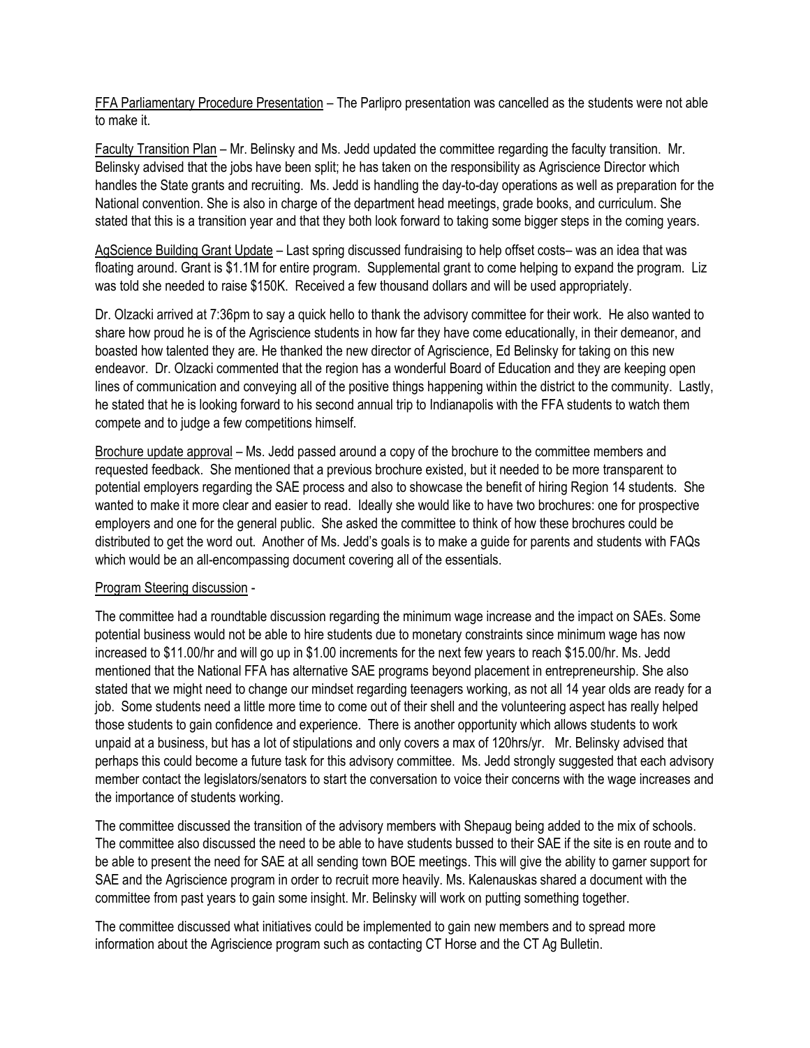FFA Parliamentary Procedure Presentation – The Parlipro presentation was cancelled as the students were not able to make it.

Faculty Transition Plan – Mr. Belinsky and Ms. Jedd updated the committee regarding the faculty transition. Mr. Belinsky advised that the jobs have been split; he has taken on the responsibility as Agriscience Director which handles the State grants and recruiting. Ms. Jedd is handling the day-to-day operations as well as preparation for the National convention. She is also in charge of the department head meetings, grade books, and curriculum. She stated that this is a transition year and that they both look forward to taking some bigger steps in the coming years.

AgScience Building Grant Update – Last spring discussed fundraising to help offset costs– was an idea that was floating around. Grant is $1.1M for entire program. Supplemental grant to come helping to expand the program. Liz was told she needed to raise $150K. Received a few thousand dollars and will be used appropriately.

Dr. Olzacki arrived at 7:36pm to say a quick hello to thank the advisory committee for their work. He also wanted to share how proud he is of the Agriscience students in how far they have come educationally, in their demeanor, and boasted how talented they are. He thanked the new director of Agriscience, Ed Belinsky for taking on this new endeavor. Dr. Olzacki commented that the region has a wonderful Board of Education and they are keeping open lines of communication and conveying all of the positive things happening within the district to the community. Lastly, he stated that he is looking forward to his second annual trip to Indianapolis with the FFA students to watch them compete and to judge a few competitions himself.

Brochure update approval – Ms. Jedd passed around a copy of the brochure to the committee members and requested feedback. She mentioned that a previous brochure existed, but it needed to be more transparent to potential employers regarding the SAE process and also to showcase the benefit of hiring Region 14 students. She wanted to make it more clear and easier to read. Ideally she would like to have two brochures: one for prospective employers and one for the general public. She asked the committee to think of how these brochures could be distributed to get the word out. Another of Ms. Jedd's goals is to make a guide for parents and students with FAQs which would be an all-encompassing document covering all of the essentials.

Program Steering discussion -

The committee had a roundtable discussion regarding the minimum wage increase and the impact on SAEs. Some potential business would not be able to hire students due to monetary constraints since minimum wage has now increased to $11.00/hr and will go up in $1.00 increments for the next few years to reach $15.00/hr. Ms. Jedd mentioned that the National FFA has alternative SAE programs beyond placement in entrepreneurship. She also stated that we might need to change our mindset regarding teenagers working, as not all 14 year olds are ready for a job. Some students need a little more time to come out of their shell and the volunteering aspect has really helped those students to gain confidence and experience. There is another opportunity which allows students to work unpaid at a business, but has a lot of stipulations and only covers a max of 120hrs/yr. Mr. Belinsky advised that perhaps this could become a future task for this advisory committee. Ms. Jedd strongly suggested that each advisory member contact the legislators/senators to start the conversation to voice their concerns with the wage increases and the importance of students working.

The committee discussed the transition of the advisory members with Shepaug being added to the mix of schools. The committee also discussed the need to be able to have students bussed to their SAE if the site is en route and to be able to present the need for SAE at all sending town BOE meetings. This will give the ability to garner support for SAE and the Agriscience program in order to recruit more heavily. Ms. Kalenauskas shared a document with the committee from past years to gain some insight. Mr. Belinsky will work on putting something together.

The committee discussed what initiatives could be implemented to gain new members and to spread more information about the Agriscience program such as contacting CT Horse and the CT Ag Bulletin.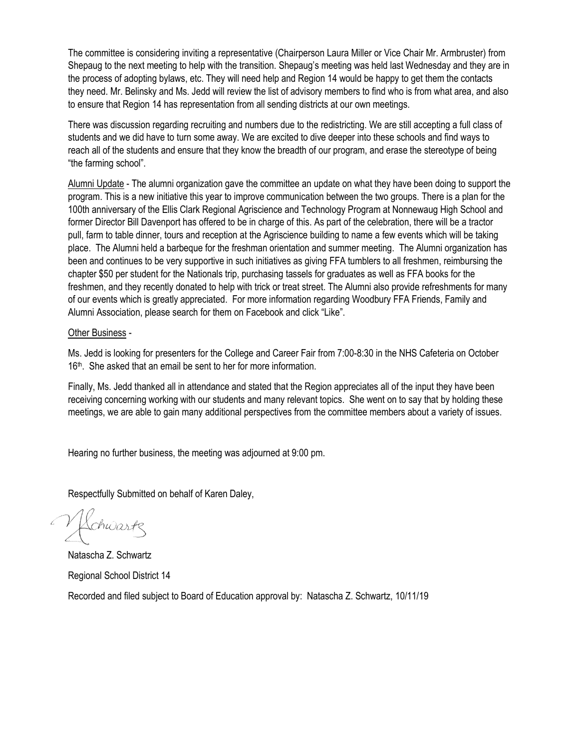The committee is considering inviting a representative (Chairperson Laura Miller or Vice Chair Mr. Armbruster) from Shepaug to the next meeting to help with the transition. Shepaug's meeting was held last Wednesday and they are in the process of adopting bylaws, etc. They will need help and Region 14 would be happy to get them the contacts they need. Mr. Belinsky and Ms. Jedd will review the list of advisory members to find who is from what area, and also to ensure that Region 14 has representation from all sending districts at our own meetings.

There was discussion regarding recruiting and numbers due to the redistricting. We are still accepting a full class of students and we did have to turn some away. We are excited to dive deeper into these schools and find ways to reach all of the students and ensure that they know the breadth of our program, and erase the stereotype of being "the farming school".

Alumni Update - The alumni organization gave the committee an update on what they have been doing to support the program. This is a new initiative this year to improve communication between the two groups. There is a plan for the 100th anniversary of the Ellis Clark Regional Agriscience and Technology Program at Nonnewaug High School and former Director Bill Davenport has offered to be in charge of this. As part of the celebration, there will be a tractor pull, farm to table dinner, tours and reception at the Agriscience building to name a few events which will be taking place. The Alumni held a barbeque for the freshman orientation and summer meeting. The Alumni organization has been and continues to be very supportive in such initiatives as giving FFA tumblers to all freshmen, reimbursing the chapter $50 per student for the Nationals trip, purchasing tassels for graduates as well as FFA books for the freshmen, and they recently donated to help with trick or treat street. The Alumni also provide refreshments for many of our events which is greatly appreciated. For more information regarding Woodbury FFA Friends, Family and Alumni Association, please search for them on Facebook and click "Like".

Other Business -

Ms. Jedd is looking for presenters for the College and Career Fair from 7:00-8:30 in the NHS Cafeteria on October 16th. She asked that an email be sent to her for more information.

Finally, Ms. Jedd thanked all in attendance and stated that the Region appreciates all of the input they have been receiving concerning working with our students and many relevant topics. She went on to say that by holding these meetings, we are able to gain many additional perspectives from the committee members about a variety of issues.

Hearing no further business, the meeting was adjourned at 9:00 pm.

Respectfully Submitted on behalf of Karen Daley,

NSchwartz

Natascha Z. Schwartz

Regional School District 14

Recorded and filed subject to Board of Education approval by: Natascha Z. Schwartz, 10/11/19